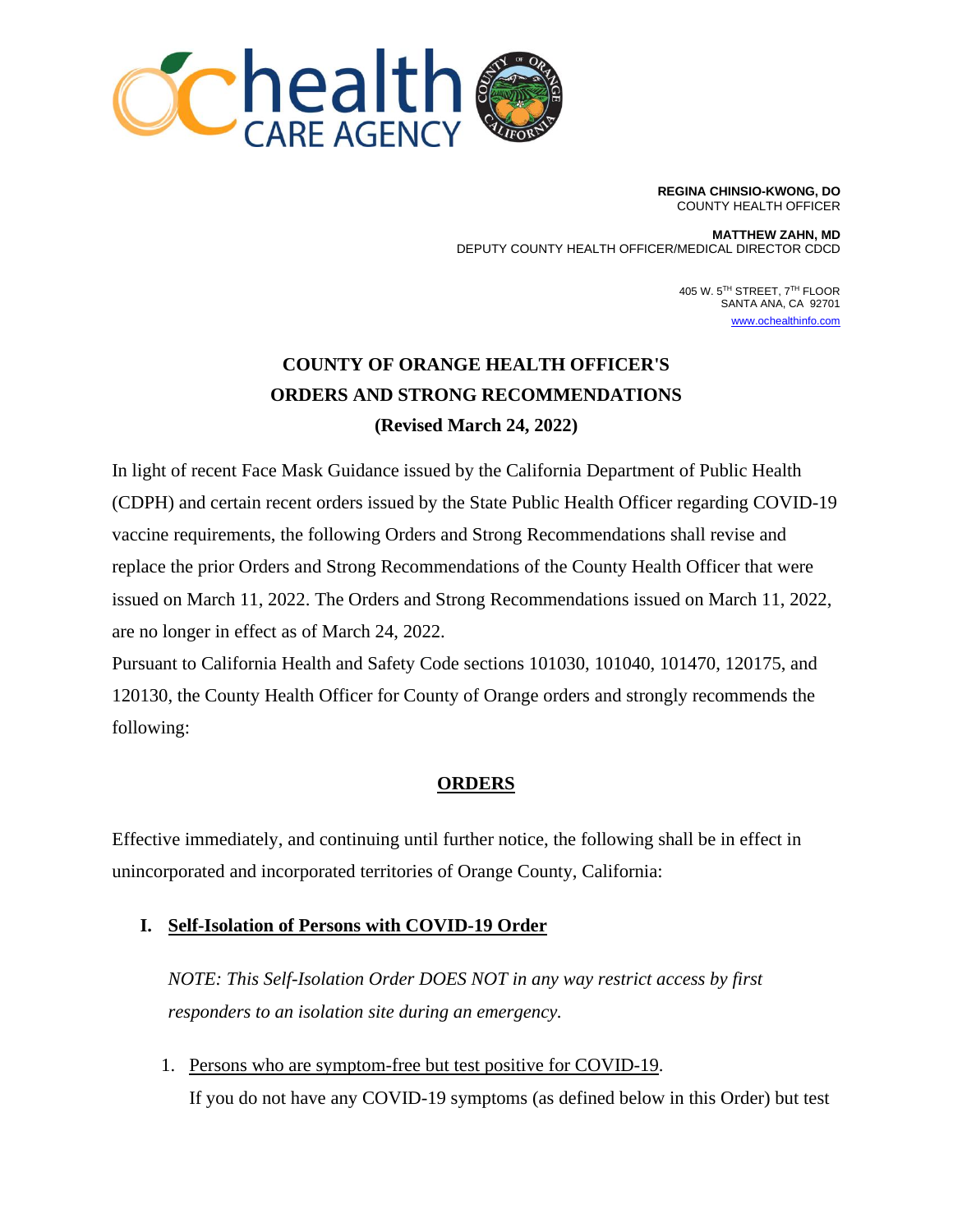**REGINA CHINSIO-KWONG, DO**
COUNTY HEALTH OFFICER

**MATTHEW ZAHN, MD**
DEPUTY COUNTY HEALTH OFFICER/MEDICAL DIRECTOR CDCD

405 W. 5TH STREET, 7TH FLOOR
SANTA ANA, CA 92701
www.ochealthinfo.com

# COUNTY OF ORANGE HEALTH OFFICER'S ORDERS AND STRONG RECOMMENDATIONS (Revised March 24, 2022)

In light of recent Face Mask Guidance issued by the California Department of Public Health (CDPH) and certain recent orders issued by the State Public Health Officer regarding COVID-19 vaccine requirements, the following Orders and Strong Recommendations shall revise and replace the prior Orders and Strong Recommendations of the County Health Officer that were issued on March 11, 2022. The Orders and Strong Recommendations issued on March 11, 2022, are no longer in effect as of March 24, 2022.

Pursuant to California Health and Safety Code sections 101030, 101040, 101470, 120175, and 120130, the County Health Officer for County of Orange orders and strongly recommends the following:

## ORDERS

Effective immediately, and continuing until further notice, the following shall be in effect in unincorporated and incorporated territories of Orange County, California:

### I. Self-Isolation of Persons with COVID-19 Order

*NOTE: This Self-Isolation Order DOES NOT in any way restrict access by first responders to an isolation site during an emergency.*

1. Persons who are symptom-free but test positive for COVID-19.
   If you do not have any COVID-19 symptoms (as defined below in this Order) but test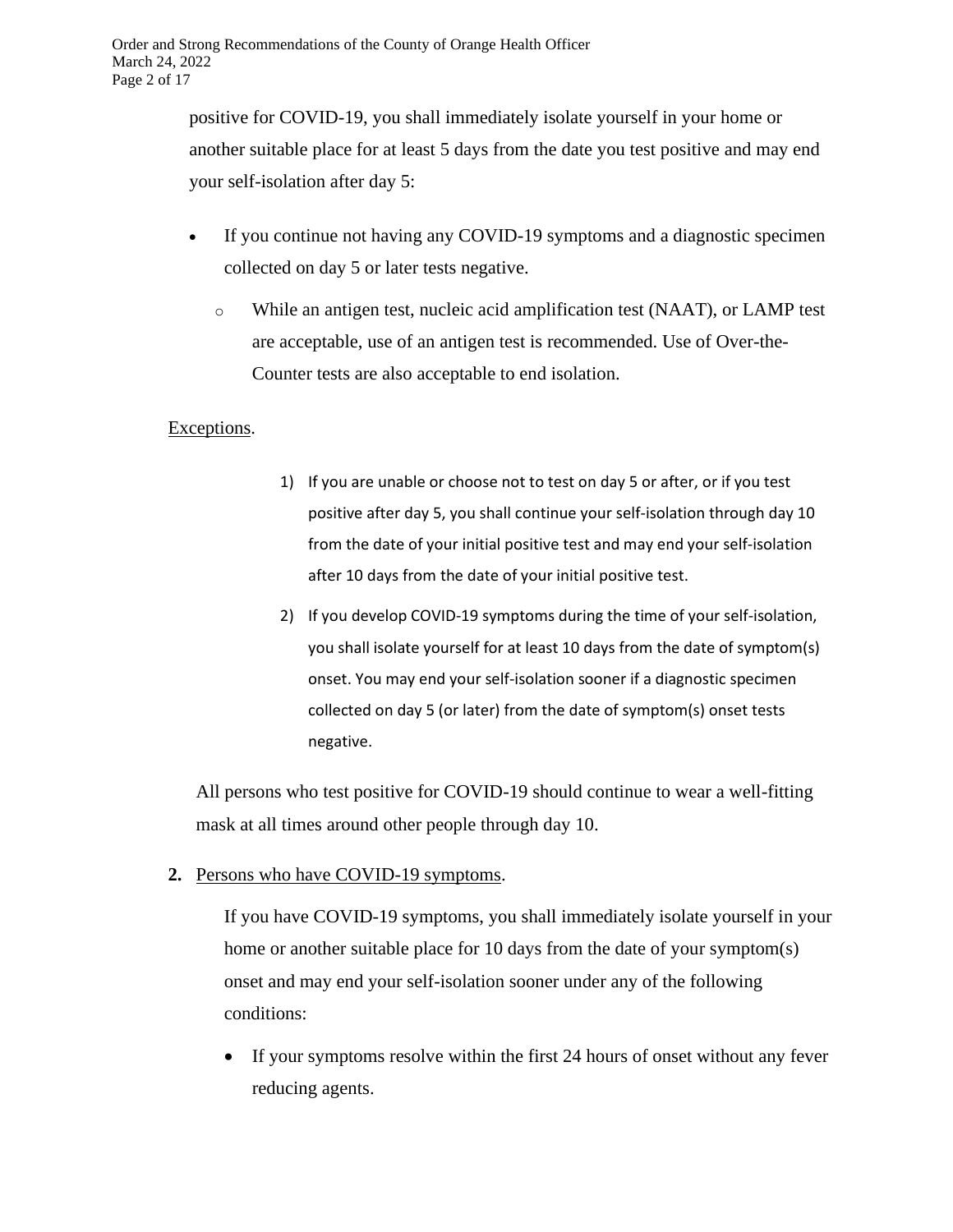positive for COVID-19, you shall immediately isolate yourself in your home or another suitable place for at least 5 days from the date you test positive and may end your self-isolation after day 5:

- If you continue not having any COVID-19 symptoms and a diagnostic specimen collected on day 5 or later tests negative.
  - While an antigen test, nucleic acid amplification test (NAAT), or LAMP test are acceptable, use of an antigen test is recommended. Use of Over-the-Counter tests are also acceptable to end isolation.

Exceptions.

1) If you are unable or choose not to test on day 5 or after, or if you test positive after day 5, you shall continue your self-isolation through day 10 from the date of your initial positive test and may end your self-isolation after 10 days from the date of your initial positive test.
2) If you develop COVID-19 symptoms during the time of your self-isolation, you shall isolate yourself for at least 10 days from the date of symptom(s) onset. You may end your self-isolation sooner if a diagnostic specimen collected on day 5 (or later) from the date of symptom(s) onset tests negative.

All persons who test positive for COVID-19 should continue to wear a well-fitting mask at all times around other people through day 10.

**2.** Persons who have COVID-19 symptoms.

If you have COVID-19 symptoms, you shall immediately isolate yourself in your home or another suitable place for 10 days from the date of your symptom(s) onset and may end your self-isolation sooner under any of the following conditions:

- If your symptoms resolve within the first 24 hours of onset without any fever reducing agents.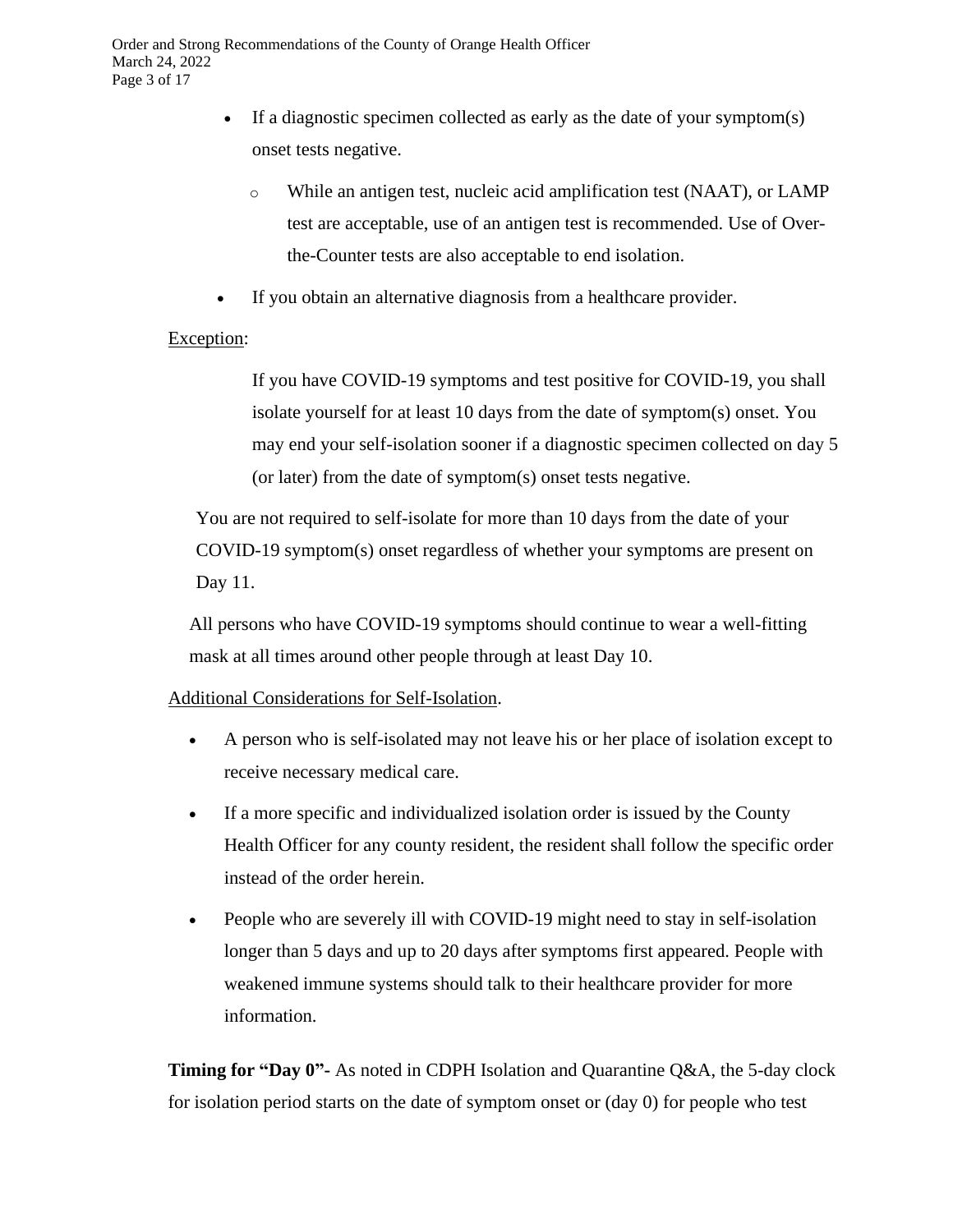- If a diagnostic specimen collected as early as the date of your symptom(s) onset tests negative.
    - While an antigen test, nucleic acid amplification test (NAAT), or LAMP test are acceptable, use of an antigen test is recommended. Use of Over-the-Counter tests are also acceptable to end isolation.
- If you obtain an alternative diagnosis from a healthcare provider.

<u>Exception</u>:

> If you have COVID-19 symptoms and test positive for COVID-19, you shall isolate yourself for at least 10 days from the date of symptom(s) onset. You may end your self-isolation sooner if a diagnostic specimen collected on day 5 (or later) from the date of symptom(s) onset tests negative.

You are not required to self-isolate for more than 10 days from the date of your COVID-19 symptom(s) onset regardless of whether your symptoms are present on Day 11.

All persons who have COVID-19 symptoms should continue to wear a well-fitting mask at all times around other people through at least Day 10.

<u>Additional Considerations for Self-Isolation</u>.

- A person who is self-isolated may not leave his or her place of isolation except to receive necessary medical care.
- If a more specific and individualized isolation order is issued by the County Health Officer for any county resident, the resident shall follow the specific order instead of the order herein.
- People who are severely ill with COVID-19 might need to stay in self-isolation longer than 5 days and up to 20 days after symptoms first appeared. People with weakened immune systems should talk to their healthcare provider for more information.

**Timing for "Day 0"-** As noted in CDPH Isolation and Quarantine Q&A, the 5-day clock for isolation period starts on the date of symptom onset or (day 0) for people who test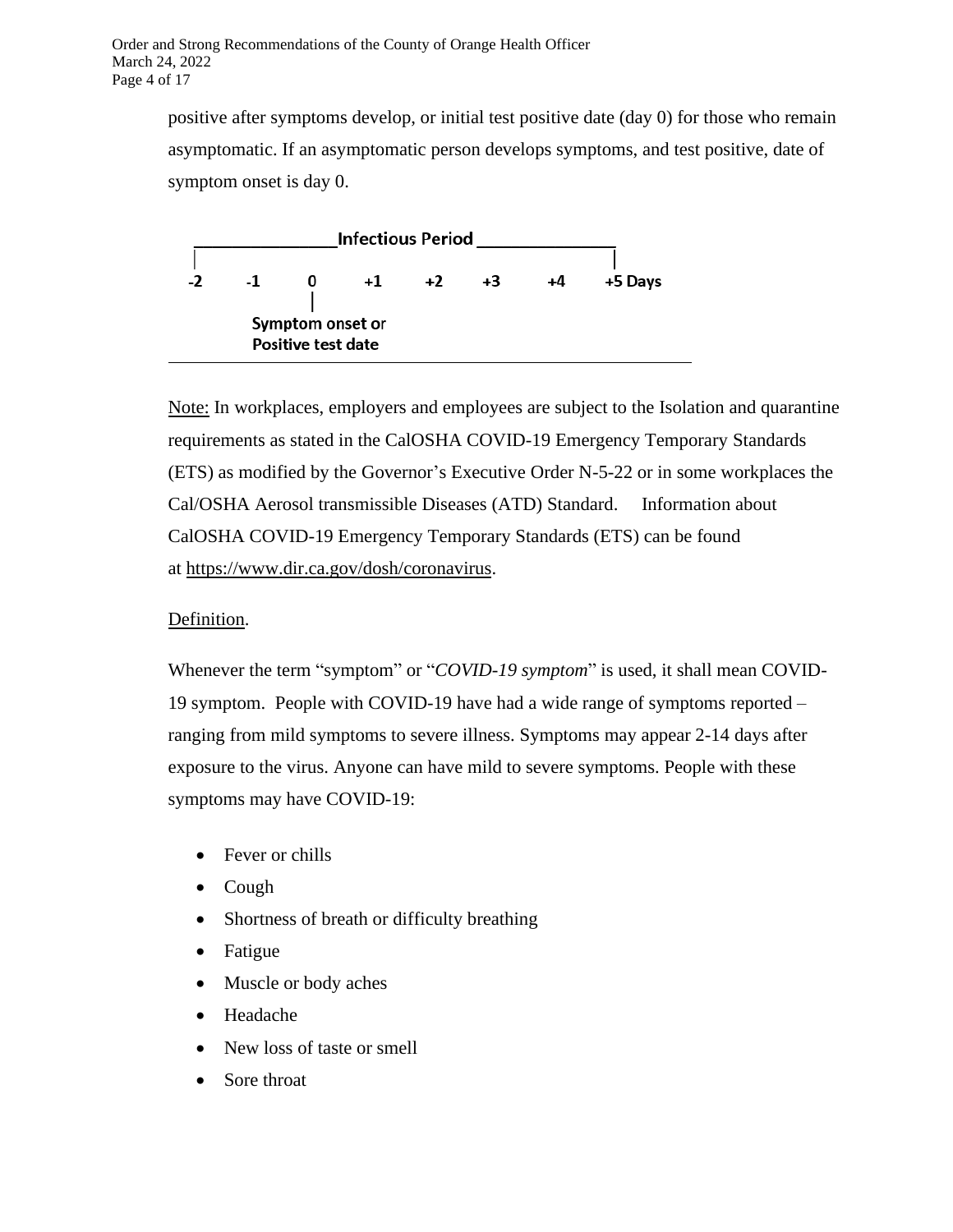positive after symptoms develop, or initial test positive date (day 0) for those who remain asymptomatic. If an asymptomatic person develops symptoms, and test positive, date of symptom onset is day 0.

```
 ________________Infectious Period________________
|                                                  |
-2      -1      0      +1      +2      +3      +4      +5 Days
                |
        Symptom onset or
        Positive test date
```

Note: In workplaces, employers and employees are subject to the Isolation and quarantine requirements as stated in the CalOSHA COVID-19 Emergency Temporary Standards (ETS) as modified by the Governor's Executive Order N-5-22 or in some workplaces the Cal/OSHA Aerosol transmissible Diseases (ATD) Standard. Information about CalOSHA COVID-19 Emergency Temporary Standards (ETS) can be found at https://www.dir.ca.gov/dosh/coronavirus.

Definition.

Whenever the term "symptom" or "*COVID-19 symptom*" is used, it shall mean COVID-19 symptom. People with COVID-19 have had a wide range of symptoms reported – ranging from mild symptoms to severe illness. Symptoms may appear 2-14 days after exposure to the virus. Anyone can have mild to severe symptoms. People with these symptoms may have COVID-19:

- Fever or chills
- Cough
- Shortness of breath or difficulty breathing
- Fatigue
- Muscle or body aches
- Headache
- New loss of taste or smell
- Sore throat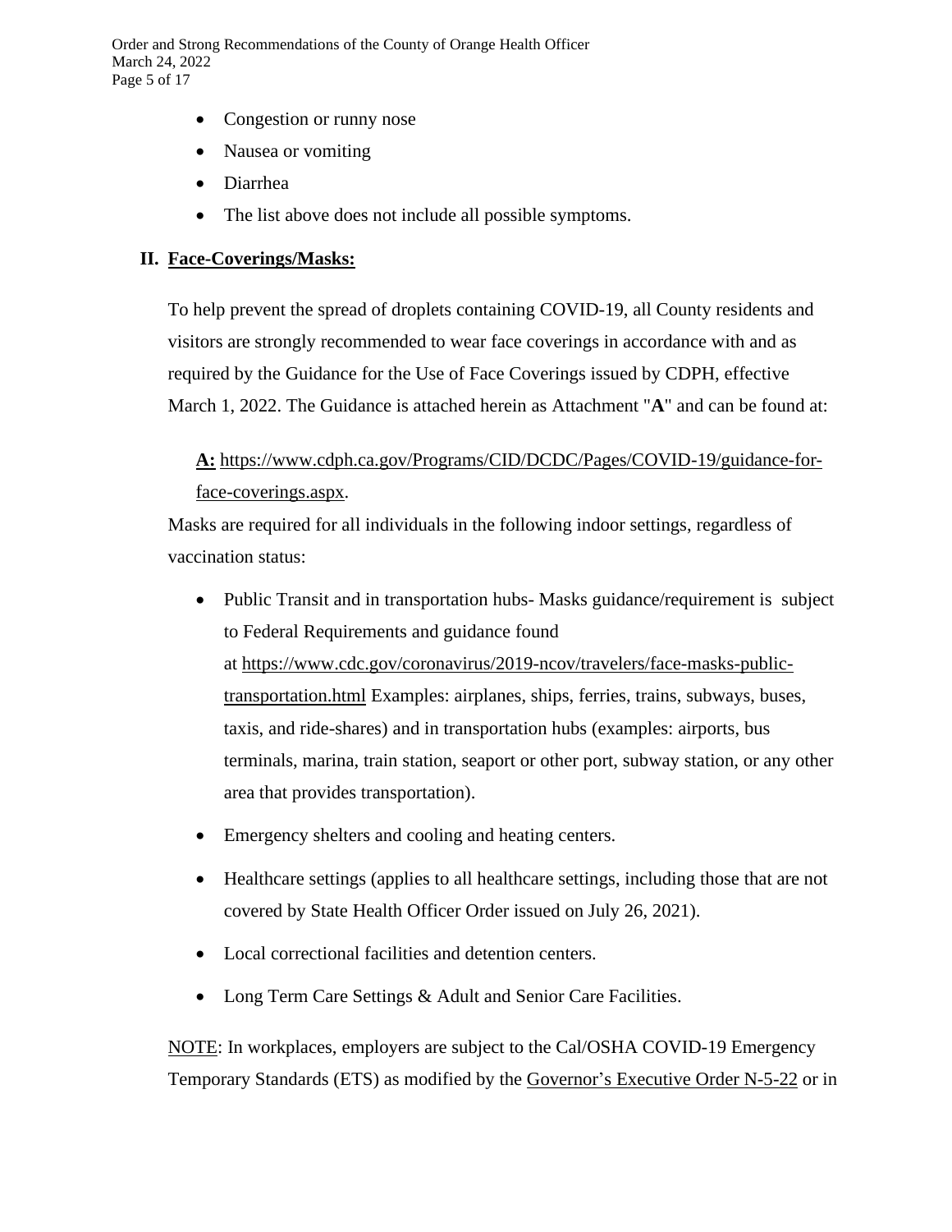- Congestion or runny nose
- Nausea or vomiting
- Diarrhea
- The list above does not include all possible symptoms.

## II. Face-Coverings/Masks:

To help prevent the spread of droplets containing COVID-19, all County residents and visitors are strongly recommended to wear face coverings in accordance with and as required by the Guidance for the Use of Face Coverings issued by CDPH, effective March 1, 2022. The Guidance is attached herein as Attachment "**A**" and can be found at:

**A:** https://www.cdph.ca.gov/Programs/CID/DCDC/Pages/COVID-19/guidance-for-face-coverings.aspx.

Masks are required for all individuals in the following indoor settings, regardless of vaccination status:

- Public Transit and in transportation hubs- Masks guidance/requirement is subject to Federal Requirements and guidance found at https://www.cdc.gov/coronavirus/2019-ncov/travelers/face-masks-public-transportation.html Examples: airplanes, ships, ferries, trains, subways, buses, taxis, and ride-shares) and in transportation hubs (examples: airports, bus terminals, marina, train station, seaport or other port, subway station, or any other area that provides transportation).
- Emergency shelters and cooling and heating centers.
- Healthcare settings (applies to all healthcare settings, including those that are not covered by State Health Officer Order issued on July 26, 2021).
- Local correctional facilities and detention centers.
- Long Term Care Settings & Adult and Senior Care Facilities.

NOTE: In workplaces, employers are subject to the Cal/OSHA COVID-19 Emergency Temporary Standards (ETS) as modified by the Governor's Executive Order N-5-22 or in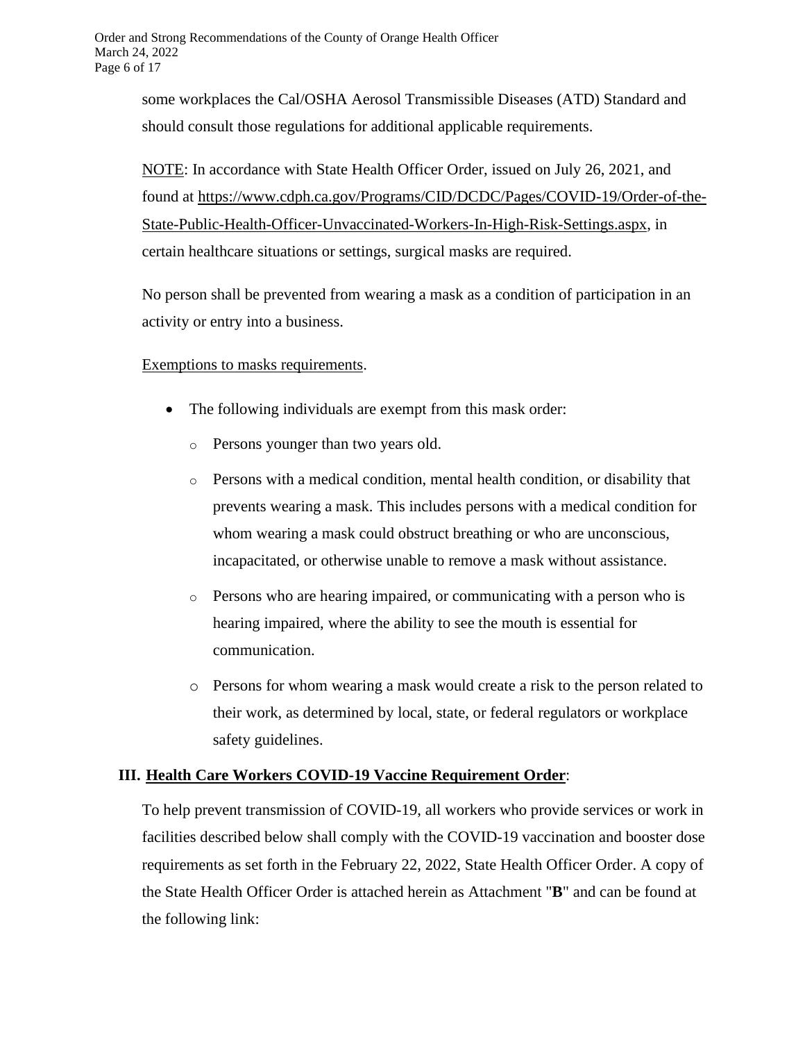some workplaces the Cal/OSHA Aerosol Transmissible Diseases (ATD) Standard and should consult those regulations for additional applicable requirements.

NOTE: In accordance with State Health Officer Order, issued on July 26, 2021, and found at https://www.cdph.ca.gov/Programs/CID/DCDC/Pages/COVID-19/Order-of-the-State-Public-Health-Officer-Unvaccinated-Workers-In-High-Risk-Settings.aspx, in certain healthcare situations or settings, surgical masks are required.

No person shall be prevented from wearing a mask as a condition of participation in an activity or entry into a business.

Exemptions to masks requirements.

- The following individuals are exempt from this mask order:
  - Persons younger than two years old.
  - Persons with a medical condition, mental health condition, or disability that prevents wearing a mask. This includes persons with a medical condition for whom wearing a mask could obstruct breathing or who are unconscious, incapacitated, or otherwise unable to remove a mask without assistance.
  - Persons who are hearing impaired, or communicating with a person who is hearing impaired, where the ability to see the mouth is essential for communication.
  - Persons for whom wearing a mask would create a risk to the person related to their work, as determined by local, state, or federal regulators or workplace safety guidelines.

## III. Health Care Workers COVID-19 Vaccine Requirement Order:

To help prevent transmission of COVID-19, all workers who provide services or work in facilities described below shall comply with the COVID-19 vaccination and booster dose requirements as set forth in the February 22, 2022, State Health Officer Order. A copy of the State Health Officer Order is attached herein as Attachment "**B**" and can be found at the following link: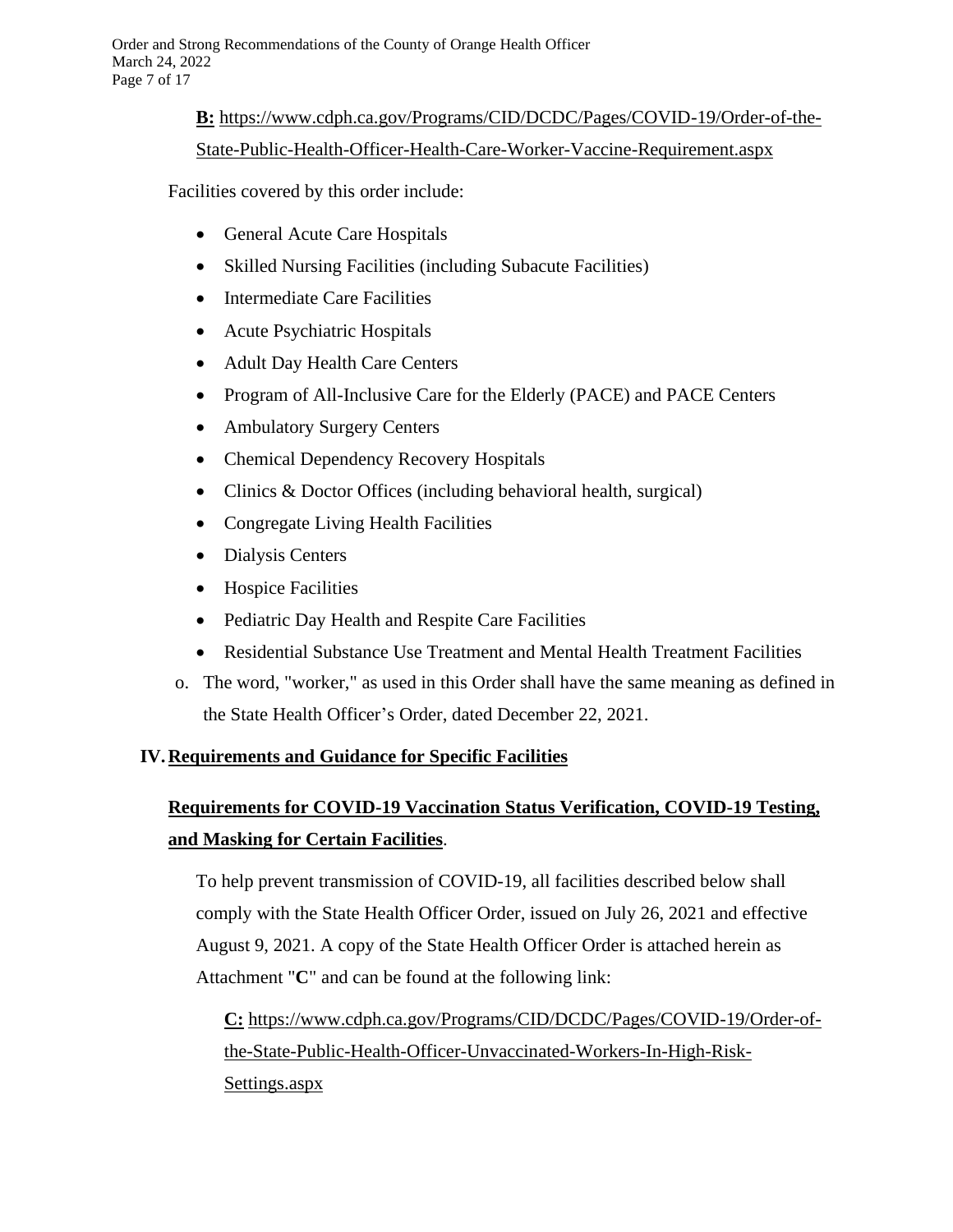**B:** https://www.cdph.ca.gov/Programs/CID/DCDC/Pages/COVID-19/Order-of-the-State-Public-Health-Officer-Health-Care-Worker-Vaccine-Requirement.aspx

Facilities covered by this order include:

- General Acute Care Hospitals
- Skilled Nursing Facilities (including Subacute Facilities)
- Intermediate Care Facilities
- Acute Psychiatric Hospitals
- Adult Day Health Care Centers
- Program of All-Inclusive Care for the Elderly (PACE) and PACE Centers
- Ambulatory Surgery Centers
- Chemical Dependency Recovery Hospitals
- Clinics & Doctor Offices (including behavioral health, surgical)
- Congregate Living Health Facilities
- Dialysis Centers
- Hospice Facilities
- Pediatric Day Health and Respite Care Facilities
- Residential Substance Use Treatment and Mental Health Treatment Facilities

o. The word, "worker," as used in this Order shall have the same meaning as defined in the State Health Officer's Order, dated December 22, 2021.

## IV. Requirements and Guidance for Specific Facilities

### Requirements for COVID-19 Vaccination Status Verification, COVID-19 Testing, and Masking for Certain Facilities.

To help prevent transmission of COVID-19, all facilities described below shall comply with the State Health Officer Order, issued on July 26, 2021 and effective August 9, 2021. A copy of the State Health Officer Order is attached herein as Attachment "**C**" and can be found at the following link:

**C:** https://www.cdph.ca.gov/Programs/CID/DCDC/Pages/COVID-19/Order-of-the-State-Public-Health-Officer-Unvaccinated-Workers-In-High-Risk-Settings.aspx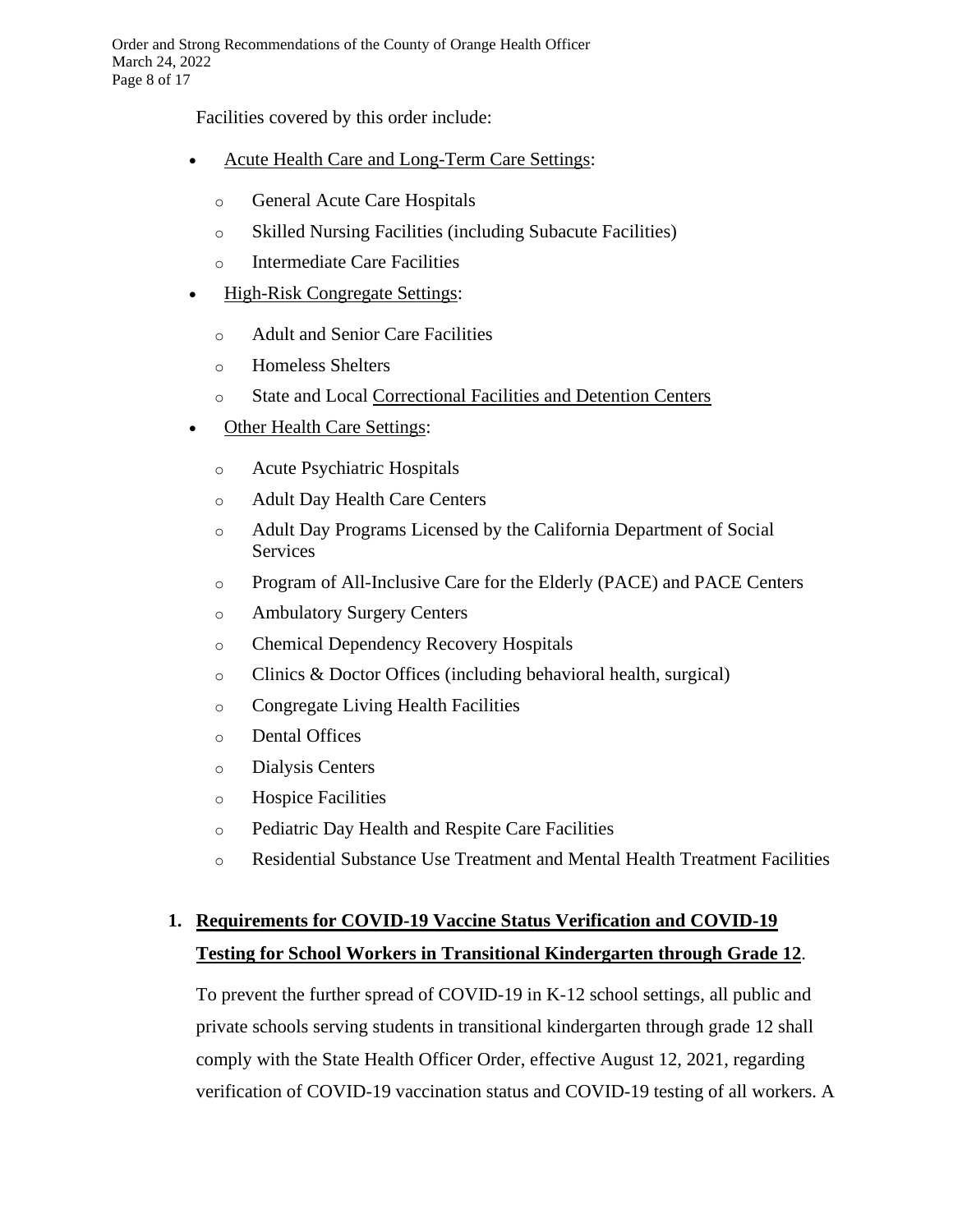Facilities covered by this order include:

- Acute Health Care and Long-Term Care Settings:
  - General Acute Care Hospitals
  - Skilled Nursing Facilities (including Subacute Facilities)
  - Intermediate Care Facilities
- High-Risk Congregate Settings:
  - Adult and Senior Care Facilities
  - Homeless Shelters
  - State and Local Correctional Facilities and Detention Centers
- Other Health Care Settings:
  - Acute Psychiatric Hospitals
  - Adult Day Health Care Centers
  - Adult Day Programs Licensed by the California Department of Social Services
  - Program of All-Inclusive Care for the Elderly (PACE) and PACE Centers
  - Ambulatory Surgery Centers
  - Chemical Dependency Recovery Hospitals
  - Clinics & Doctor Offices (including behavioral health, surgical)
  - Congregate Living Health Facilities
  - Dental Offices
  - Dialysis Centers
  - Hospice Facilities
  - Pediatric Day Health and Respite Care Facilities
  - Residential Substance Use Treatment and Mental Health Treatment Facilities

1. **Requirements for COVID-19 Vaccine Status Verification and COVID-19 Testing for School Workers in Transitional Kindergarten through Grade 12**.

   To prevent the further spread of COVID-19 in K-12 school settings, all public and private schools serving students in transitional kindergarten through grade 12 shall comply with the State Health Officer Order, effective August 12, 2021, regarding verification of COVID-19 vaccination status and COVID-19 testing of all workers. A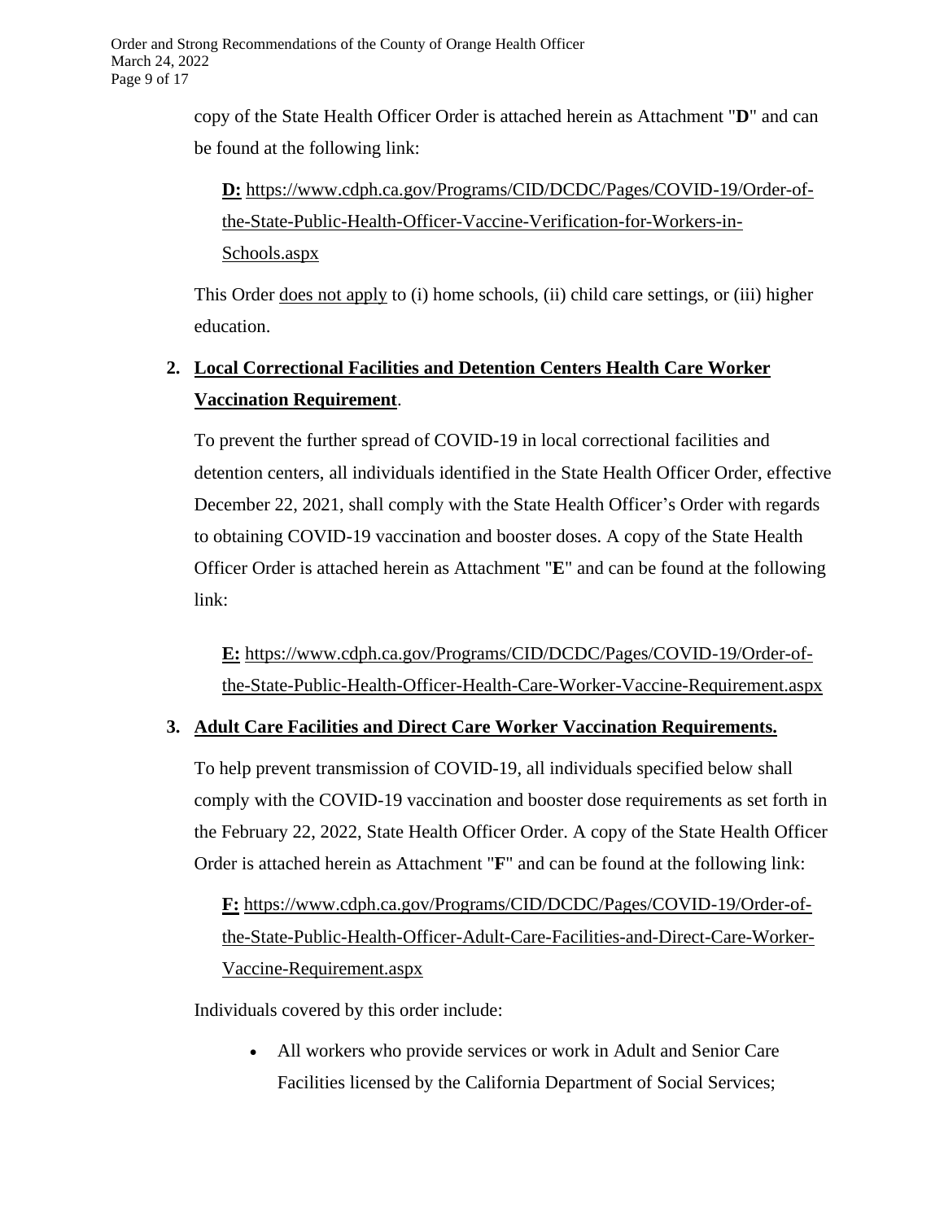copy of the State Health Officer Order is attached herein as Attachment "**D**" and can be found at the following link:

**D:** https://www.cdph.ca.gov/Programs/CID/DCDC/Pages/COVID-19/Order-of-the-State-Public-Health-Officer-Vaccine-Verification-for-Workers-in-Schools.aspx

This Order does not apply to (i) home schools, (ii) child care settings, or (iii) higher education.

**2. Local Correctional Facilities and Detention Centers Health Care Worker Vaccination Requirement.**

To prevent the further spread of COVID-19 in local correctional facilities and detention centers, all individuals identified in the State Health Officer Order, effective December 22, 2021, shall comply with the State Health Officer's Order with regards to obtaining COVID-19 vaccination and booster doses. A copy of the State Health Officer Order is attached herein as Attachment "**E**" and can be found at the following link:

**E:** https://www.cdph.ca.gov/Programs/CID/DCDC/Pages/COVID-19/Order-of-the-State-Public-Health-Officer-Health-Care-Worker-Vaccine-Requirement.aspx

**3. Adult Care Facilities and Direct Care Worker Vaccination Requirements.**

To help prevent transmission of COVID-19, all individuals specified below shall comply with the COVID-19 vaccination and booster dose requirements as set forth in the February 22, 2022, State Health Officer Order. A copy of the State Health Officer Order is attached herein as Attachment "**F**" and can be found at the following link:

**F:** https://www.cdph.ca.gov/Programs/CID/DCDC/Pages/COVID-19/Order-of-the-State-Public-Health-Officer-Adult-Care-Facilities-and-Direct-Care-Worker-Vaccine-Requirement.aspx

Individuals covered by this order include:

- All workers who provide services or work in Adult and Senior Care Facilities licensed by the California Department of Social Services;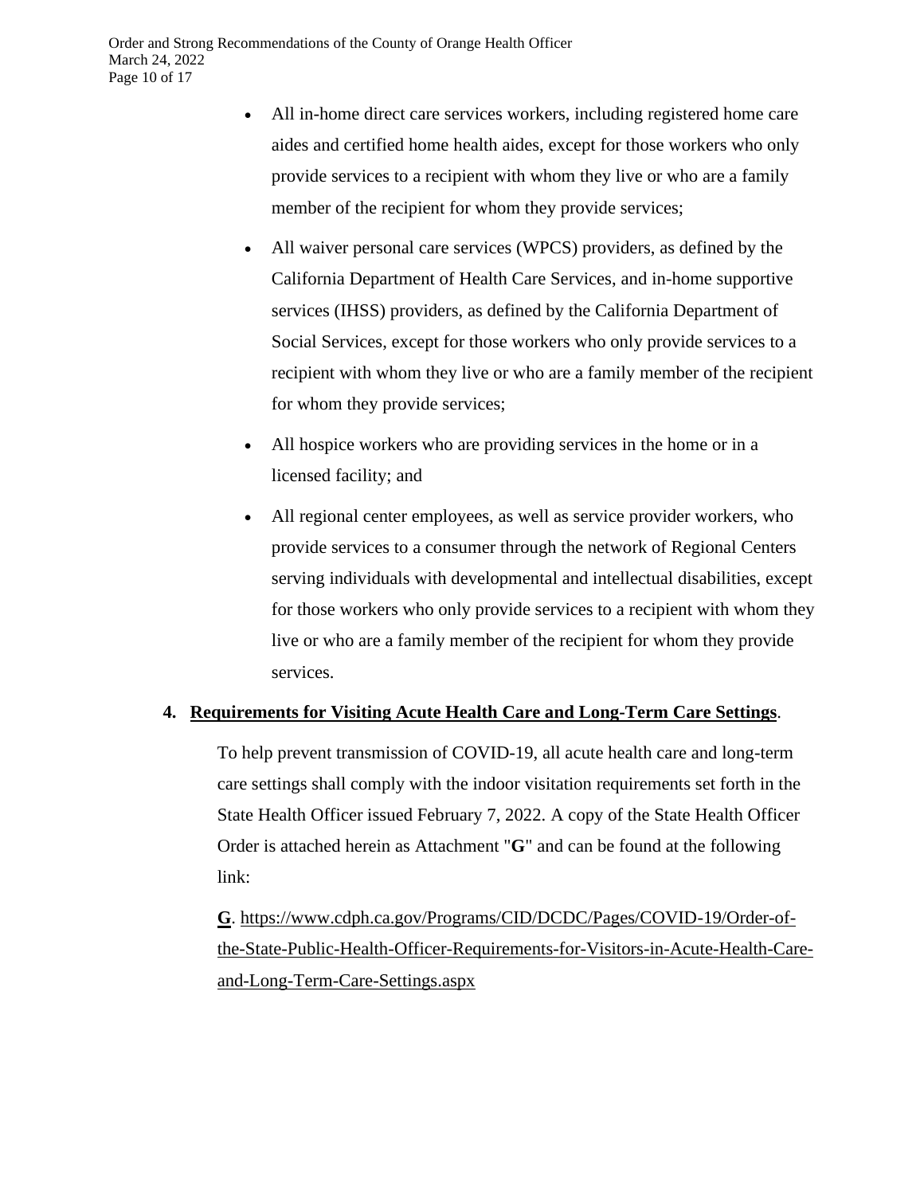- All in-home direct care services workers, including registered home care aides and certified home health aides, except for those workers who only provide services to a recipient with whom they live or who are a family member of the recipient for whom they provide services;
- All waiver personal care services (WPCS) providers, as defined by the California Department of Health Care Services, and in-home supportive services (IHSS) providers, as defined by the California Department of Social Services, except for those workers who only provide services to a recipient with whom they live or who are a family member of the recipient for whom they provide services;
- All hospice workers who are providing services in the home or in a licensed facility; and
- All regional center employees, as well as service provider workers, who provide services to a consumer through the network of Regional Centers serving individuals with developmental and intellectual disabilities, except for those workers who only provide services to a recipient with whom they live or who are a family member of the recipient for whom they provide services.

**4. Requirements for Visiting Acute Health Care and Long-Term Care Settings**.

To help prevent transmission of COVID-19, all acute health care and long-term care settings shall comply with the indoor visitation requirements set forth in the State Health Officer issued February 7, 2022. A copy of the State Health Officer Order is attached herein as Attachment "**G**" and can be found at the following link:

**G**. https://www.cdph.ca.gov/Programs/CID/DCDC/Pages/COVID-19/Order-of-the-State-Public-Health-Officer-Requirements-for-Visitors-in-Acute-Health-Care-and-Long-Term-Care-Settings.aspx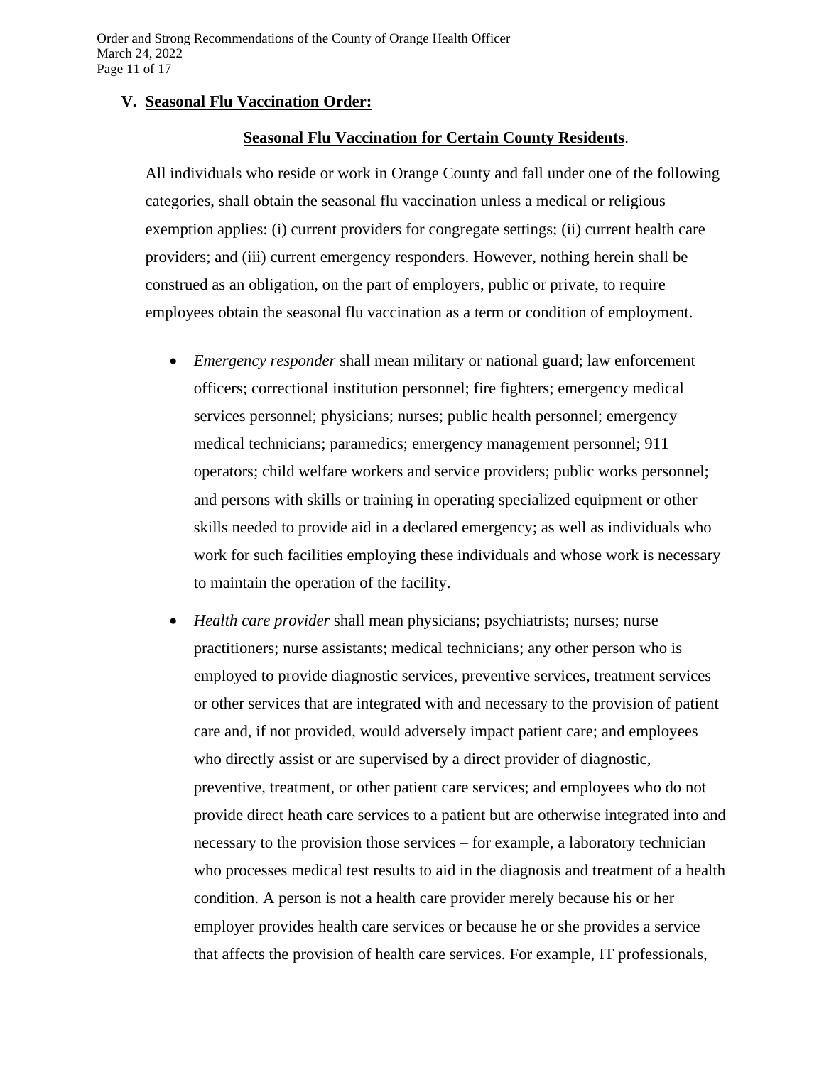## V. **Seasonal Flu Vaccination Order:**

**Seasonal Flu Vaccination for Certain County Residents**.

All individuals who reside or work in Orange County and fall under one of the following categories, shall obtain the seasonal flu vaccination unless a medical or religious exemption applies: (i) current providers for congregate settings; (ii) current health care providers; and (iii) current emergency responders. However, nothing herein shall be construed as an obligation, on the part of employers, public or private, to require employees obtain the seasonal flu vaccination as a term or condition of employment.

- *Emergency responder* shall mean military or national guard; law enforcement officers; correctional institution personnel; fire fighters; emergency medical services personnel; physicians; nurses; public health personnel; emergency medical technicians; paramedics; emergency management personnel; 911 operators; child welfare workers and service providers; public works personnel; and persons with skills or training in operating specialized equipment or other skills needed to provide aid in a declared emergency; as well as individuals who work for such facilities employing these individuals and whose work is necessary to maintain the operation of the facility.
- *Health care provider* shall mean physicians; psychiatrists; nurses; nurse practitioners; nurse assistants; medical technicians; any other person who is employed to provide diagnostic services, preventive services, treatment services or other services that are integrated with and necessary to the provision of patient care and, if not provided, would adversely impact patient care; and employees who directly assist or are supervised by a direct provider of diagnostic, preventive, treatment, or other patient care services; and employees who do not provide direct heath care services to a patient but are otherwise integrated into and necessary to the provision those services – for example, a laboratory technician who processes medical test results to aid in the diagnosis and treatment of a health condition. A person is not a health care provider merely because his or her employer provides health care services or because he or she provides a service that affects the provision of health care services. For example, IT professionals,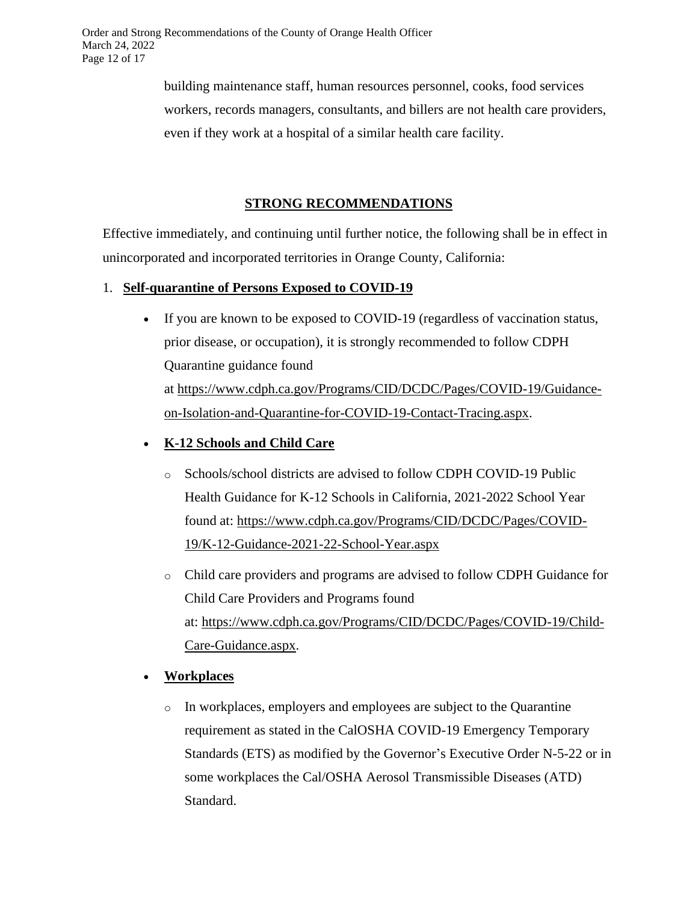building maintenance staff, human resources personnel, cooks, food services workers, records managers, consultants, and billers are not health care providers, even if they work at a hospital of a similar health care facility.

## STRONG RECOMMENDATIONS

Effective immediately, and continuing until further notice, the following shall be in effect in unincorporated and incorporated territories in Orange County, California:

1. **Self-quarantine of Persons Exposed to COVID-19**

    - If you are known to be exposed to COVID-19 (regardless of vaccination status, prior disease, or occupation), it is strongly recommended to follow CDPH Quarantine guidance found at https://www.cdph.ca.gov/Programs/CID/DCDC/Pages/COVID-19/Guidance-on-Isolation-and-Quarantine-for-COVID-19-Contact-Tracing.aspx.

    - **K-12 Schools and Child Care**

        - Schools/school districts are advised to follow CDPH COVID-19 Public Health Guidance for K-12 Schools in California, 2021-2022 School Year found at: https://www.cdph.ca.gov/Programs/CID/DCDC/Pages/COVID-19/K-12-Guidance-2021-22-School-Year.aspx

        - Child care providers and programs are advised to follow CDPH Guidance for Child Care Providers and Programs found at: https://www.cdph.ca.gov/Programs/CID/DCDC/Pages/COVID-19/Child-Care-Guidance.aspx.

    - **Workplaces**

        - In workplaces, employers and employees are subject to the Quarantine requirement as stated in the CalOSHA COVID-19 Emergency Temporary Standards (ETS) as modified by the Governor's Executive Order N-5-22 or in some workplaces the Cal/OSHA Aerosol Transmissible Diseases (ATD) Standard.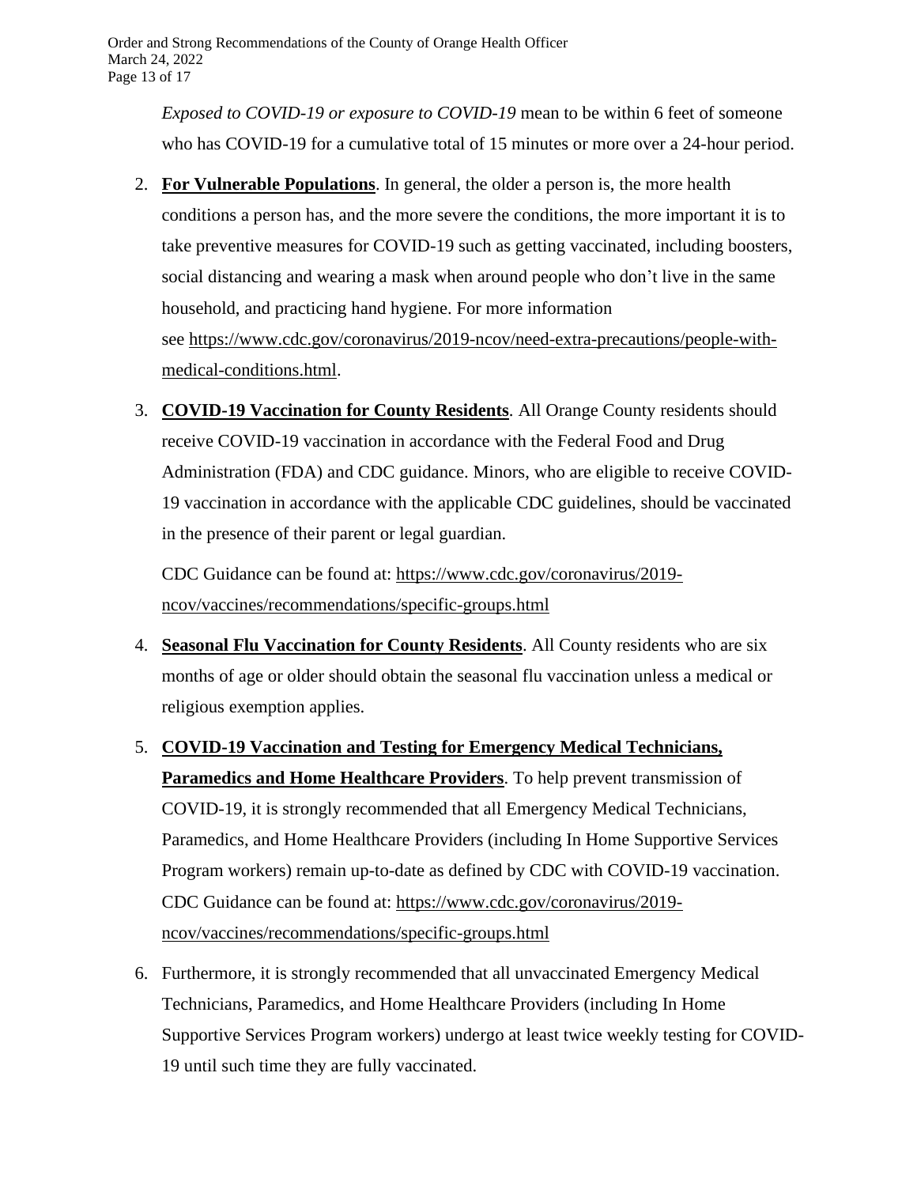*Exposed to COVID-19 or exposure to COVID-19* mean to be within 6 feet of someone who has COVID-19 for a cumulative total of 15 minutes or more over a 24-hour period.

2. **For Vulnerable Populations**. In general, the older a person is, the more health conditions a person has, and the more severe the conditions, the more important it is to take preventive measures for COVID-19 such as getting vaccinated, including boosters, social distancing and wearing a mask when around people who don't live in the same household, and practicing hand hygiene. For more information see https://www.cdc.gov/coronavirus/2019-ncov/need-extra-precautions/people-with-medical-conditions.html.

3. **COVID-19 Vaccination for County Residents**. All Orange County residents should receive COVID-19 vaccination in accordance with the Federal Food and Drug Administration (FDA) and CDC guidance. Minors, who are eligible to receive COVID-19 vaccination in accordance with the applicable CDC guidelines, should be vaccinated in the presence of their parent or legal guardian.

   CDC Guidance can be found at: https://www.cdc.gov/coronavirus/2019-ncov/vaccines/recommendations/specific-groups.html

4. **Seasonal Flu Vaccination for County Residents**. All County residents who are six months of age or older should obtain the seasonal flu vaccination unless a medical or religious exemption applies.

5. **COVID-19 Vaccination and Testing for Emergency Medical Technicians, Paramedics and Home Healthcare Providers**. To help prevent transmission of COVID-19, it is strongly recommended that all Emergency Medical Technicians, Paramedics, and Home Healthcare Providers (including In Home Supportive Services Program workers) remain up-to-date as defined by CDC with COVID-19 vaccination. CDC Guidance can be found at: https://www.cdc.gov/coronavirus/2019-ncov/vaccines/recommendations/specific-groups.html

6. Furthermore, it is strongly recommended that all unvaccinated Emergency Medical Technicians, Paramedics, and Home Healthcare Providers (including In Home Supportive Services Program workers) undergo at least twice weekly testing for COVID-19 until such time they are fully vaccinated.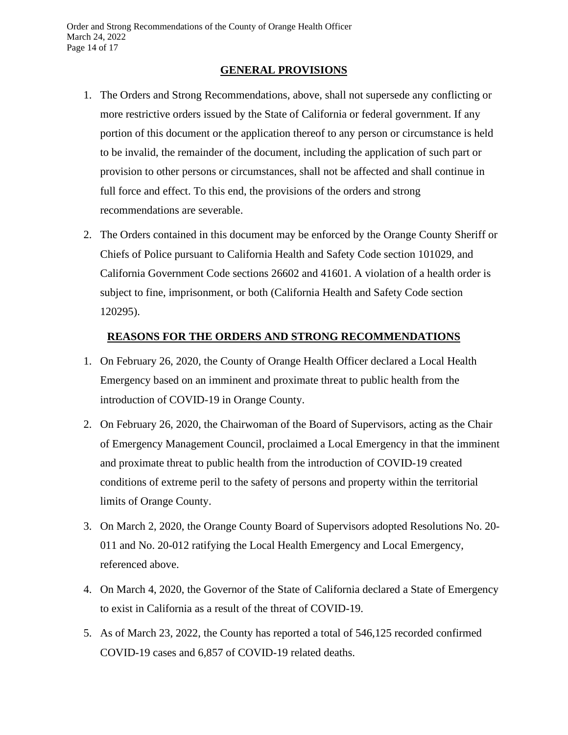## GENERAL PROVISIONS

1. The Orders and Strong Recommendations, above, shall not supersede any conflicting or more restrictive orders issued by the State of California or federal government. If any portion of this document or the application thereof to any person or circumstance is held to be invalid, the remainder of the document, including the application of such part or provision to other persons or circumstances, shall not be affected and shall continue in full force and effect. To this end, the provisions of the orders and strong recommendations are severable.

2. The Orders contained in this document may be enforced by the Orange County Sheriff or Chiefs of Police pursuant to California Health and Safety Code section 101029, and California Government Code sections 26602 and 41601. A violation of a health order is subject to fine, imprisonment, or both (California Health and Safety Code section 120295).

## REASONS FOR THE ORDERS AND STRONG RECOMMENDATIONS

1. On February 26, 2020, the County of Orange Health Officer declared a Local Health Emergency based on an imminent and proximate threat to public health from the introduction of COVID-19 in Orange County.

2. On February 26, 2020, the Chairwoman of the Board of Supervisors, acting as the Chair of Emergency Management Council, proclaimed a Local Emergency in that the imminent and proximate threat to public health from the introduction of COVID-19 created conditions of extreme peril to the safety of persons and property within the territorial limits of Orange County.

3. On March 2, 2020, the Orange County Board of Supervisors adopted Resolutions No. 20-011 and No. 20-012 ratifying the Local Health Emergency and Local Emergency, referenced above.

4. On March 4, 2020, the Governor of the State of California declared a State of Emergency to exist in California as a result of the threat of COVID-19.

5. As of March 23, 2022, the County has reported a total of 546,125 recorded confirmed COVID-19 cases and 6,857 of COVID-19 related deaths.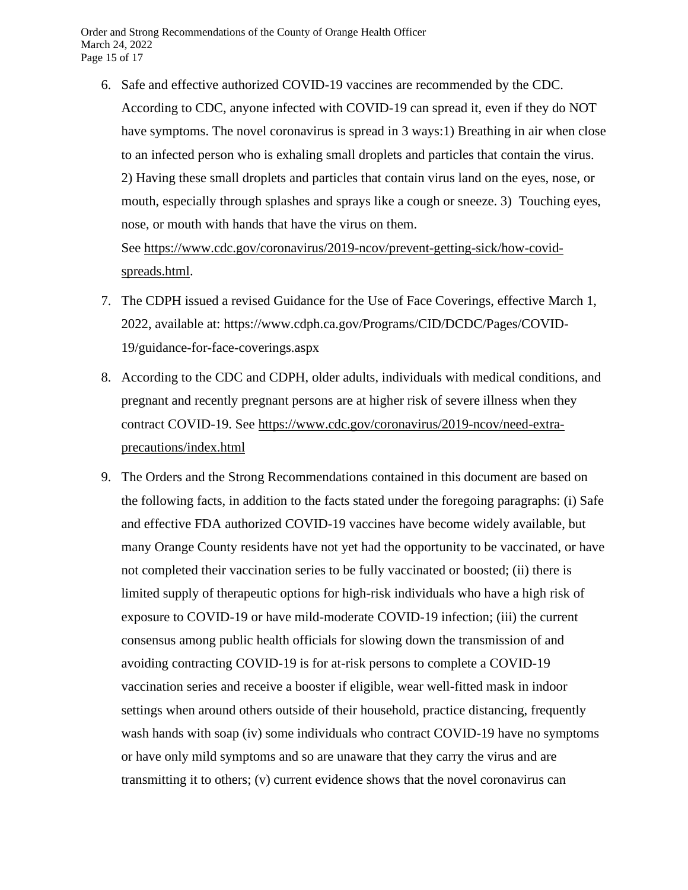6. Safe and effective authorized COVID-19 vaccines are recommended by the CDC. According to CDC, anyone infected with COVID-19 can spread it, even if they do NOT have symptoms. The novel coronavirus is spread in 3 ways:1) Breathing in air when close to an infected person who is exhaling small droplets and particles that contain the virus. 2) Having these small droplets and particles that contain virus land on the eyes, nose, or mouth, especially through splashes and sprays like a cough or sneeze. 3) Touching eyes, nose, or mouth with hands that have the virus on them. See https://www.cdc.gov/coronavirus/2019-ncov/prevent-getting-sick/how-covid-spreads.html.

7. The CDPH issued a revised Guidance for the Use of Face Coverings, effective March 1, 2022, available at: https://www.cdph.ca.gov/Programs/CID/DCDC/Pages/COVID-19/guidance-for-face-coverings.aspx

8. According to the CDC and CDPH, older adults, individuals with medical conditions, and pregnant and recently pregnant persons are at higher risk of severe illness when they contract COVID-19. See https://www.cdc.gov/coronavirus/2019-ncov/need-extra-precautions/index.html

9. The Orders and the Strong Recommendations contained in this document are based on the following facts, in addition to the facts stated under the foregoing paragraphs: (i) Safe and effective FDA authorized COVID-19 vaccines have become widely available, but many Orange County residents have not yet had the opportunity to be vaccinated, or have not completed their vaccination series to be fully vaccinated or boosted; (ii) there is limited supply of therapeutic options for high-risk individuals who have a high risk of exposure to COVID-19 or have mild-moderate COVID-19 infection; (iii) the current consensus among public health officials for slowing down the transmission of and avoiding contracting COVID-19 is for at-risk persons to complete a COVID-19 vaccination series and receive a booster if eligible, wear well-fitted mask in indoor settings when around others outside of their household, practice distancing, frequently wash hands with soap (iv) some individuals who contract COVID-19 have no symptoms or have only mild symptoms and so are unaware that they carry the virus and are transmitting it to others; (v) current evidence shows that the novel coronavirus can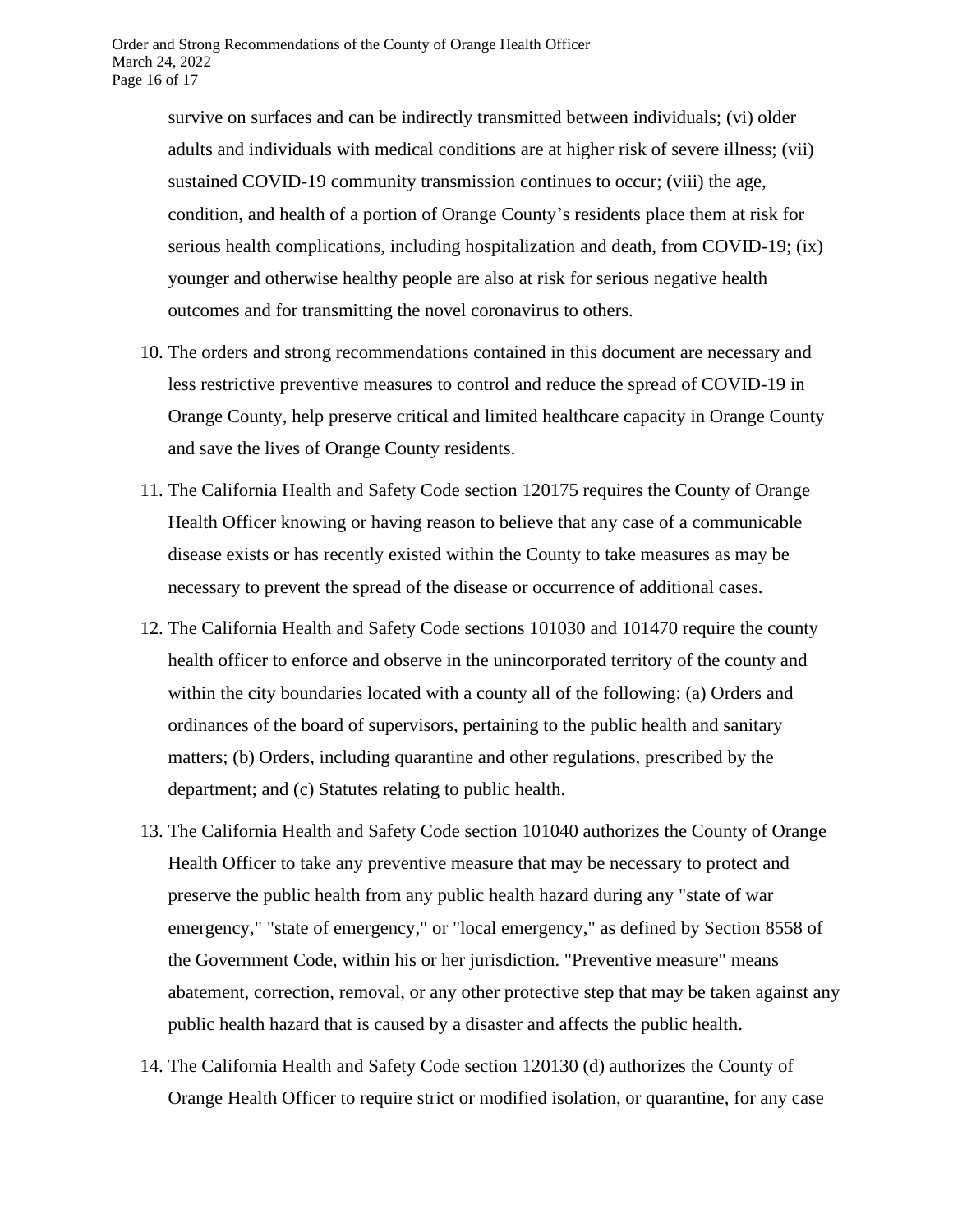survive on surfaces and can be indirectly transmitted between individuals; (vi) older adults and individuals with medical conditions are at higher risk of severe illness; (vii) sustained COVID-19 community transmission continues to occur; (viii) the age, condition, and health of a portion of Orange County's residents place them at risk for serious health complications, including hospitalization and death, from COVID-19; (ix) younger and otherwise healthy people are also at risk for serious negative health outcomes and for transmitting the novel coronavirus to others.

10. The orders and strong recommendations contained in this document are necessary and less restrictive preventive measures to control and reduce the spread of COVID-19 in Orange County, help preserve critical and limited healthcare capacity in Orange County and save the lives of Orange County residents.

11. The California Health and Safety Code section 120175 requires the County of Orange Health Officer knowing or having reason to believe that any case of a communicable disease exists or has recently existed within the County to take measures as may be necessary to prevent the spread of the disease or occurrence of additional cases.

12. The California Health and Safety Code sections 101030 and 101470 require the county health officer to enforce and observe in the unincorporated territory of the county and within the city boundaries located with a county all of the following: (a) Orders and ordinances of the board of supervisors, pertaining to the public health and sanitary matters; (b) Orders, including quarantine and other regulations, prescribed by the department; and (c) Statutes relating to public health.

13. The California Health and Safety Code section 101040 authorizes the County of Orange Health Officer to take any preventive measure that may be necessary to protect and preserve the public health from any public health hazard during any "state of war emergency," "state of emergency," or "local emergency," as defined by Section 8558 of the Government Code, within his or her jurisdiction. "Preventive measure" means abatement, correction, removal, or any other protective step that may be taken against any public health hazard that is caused by a disaster and affects the public health.

14. The California Health and Safety Code section 120130 (d) authorizes the County of Orange Health Officer to require strict or modified isolation, or quarantine, for any case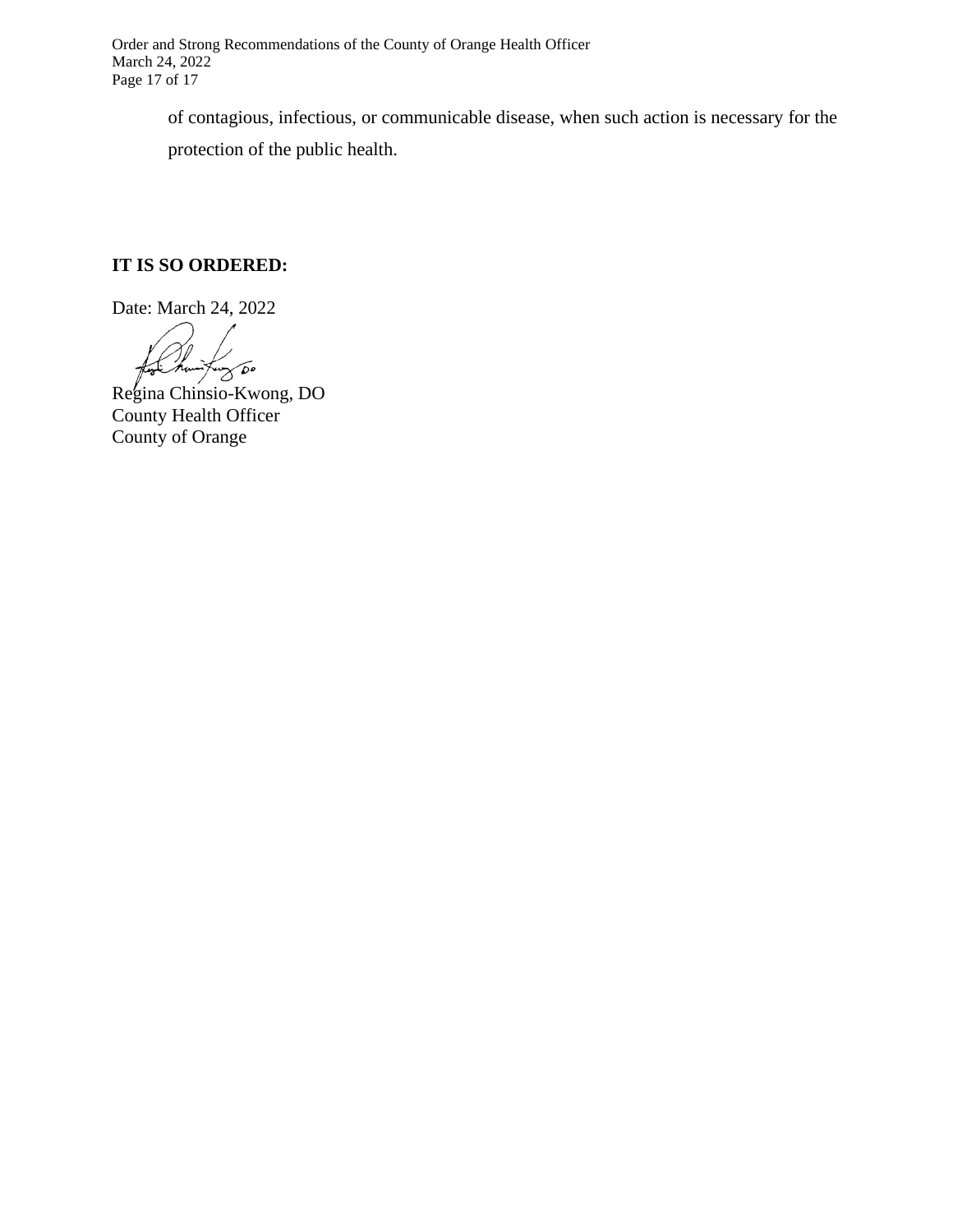of contagious, infectious, or communicable disease, when such action is necessary for the protection of the public health.

**IT IS SO ORDERED:**

Date: March 24, 2022

Regina Chinsio-Kwong, DO
County Health Officer
County of Orange